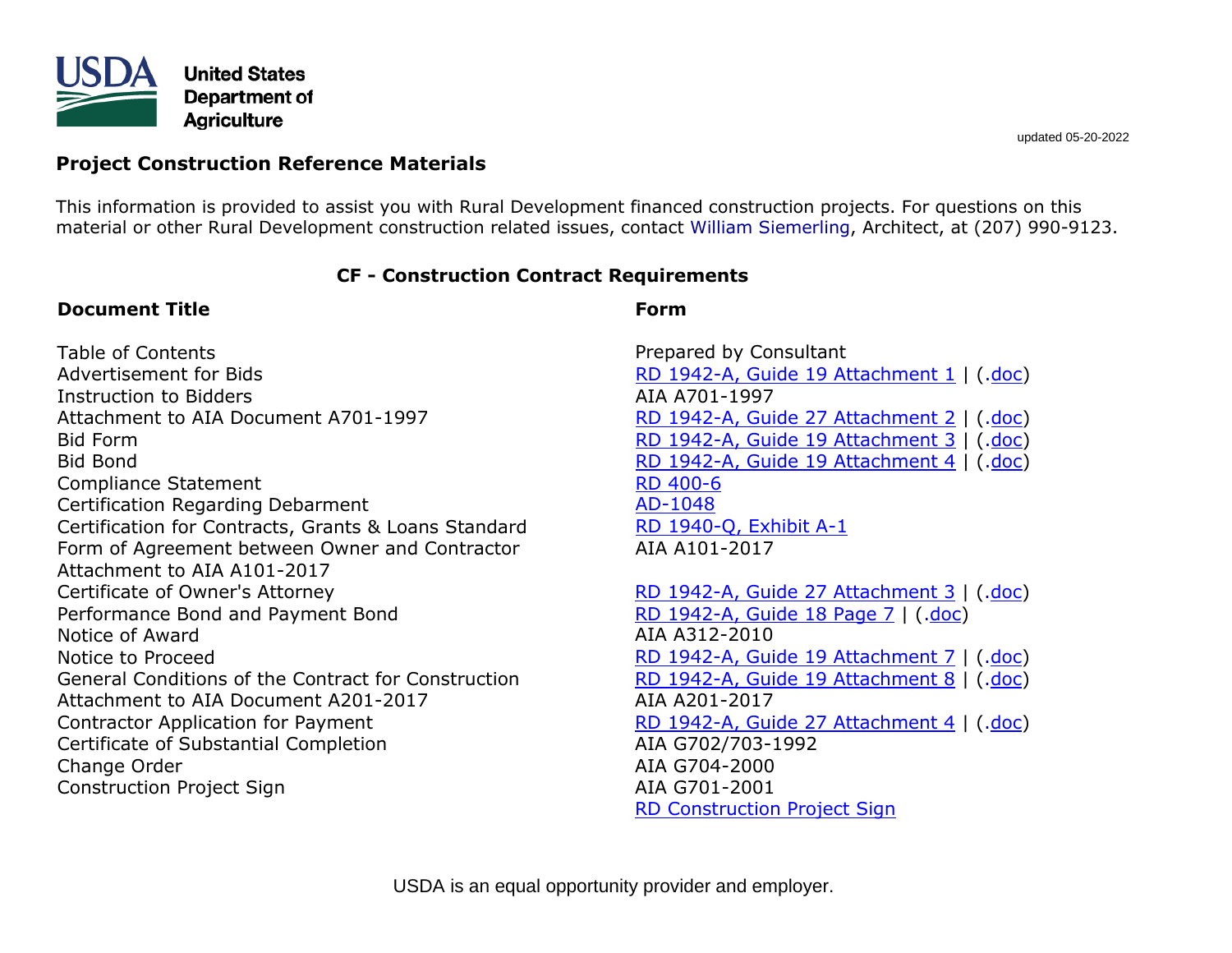**United States Department of Agriculture**

updated 05-20-2022

## Project Construction Reference Materials

This information is provided to assist you with Rural Development financed construction projects. For questions on this material or other Rural Development construction related issues, contact William Siemerling, Architect, at (207) 990-9123.

### CF - Construction Contract Requirements

| Document Title | Form |
|---|---|
| Table of Contents | Prepared by Consultant |
| Advertisement for Bids | RD 1942-A, Guide 19 Attachment 1 \| (.doc) |
| Instruction to Bidders | AIA A701-1997 |
| Attachment to AIA Document A701-1997 | RD 1942-A, Guide 27 Attachment 2 \| (.doc) |
| Bid Form | RD 1942-A, Guide 19 Attachment 3 \| (.doc) |
| Bid Bond | RD 1942-A, Guide 19 Attachment 4 \| (.doc) |
| Compliance Statement | RD 400-6 |
| Certification Regarding Debarment | AD-1048 |
| Certification for Contracts, Grants & Loans Standard | RD 1940-Q, Exhibit A-1 |
| Form of Agreement between Owner and Contractor | AIA A101-2017 |
| Attachment to AIA A101-2017 | |
| Certificate of Owner's Attorney | RD 1942-A, Guide 27 Attachment 3 \| (.doc) |
| Performance Bond and Payment Bond | RD 1942-A, Guide 18 Page 7 \| (.doc) |
| Notice of Award | AIA A312-2010 |
| Notice to Proceed | RD 1942-A, Guide 19 Attachment 7 \| (.doc) |
| General Conditions of the Contract for Construction | RD 1942-A, Guide 19 Attachment 8 \| (.doc) |
| Attachment to AIA Document A201-2017 | AIA A201-2017 |
| Contractor Application for Payment | RD 1942-A, Guide 27 Attachment 4 \| (.doc) |
| Certificate of Substantial Completion | AIA G702/703-1992 |
| Change Order | AIA G704-2000 |
| Construction Project Sign | AIA G701-2001 |
| | RD Construction Project Sign |

USDA is an equal opportunity provider and employer.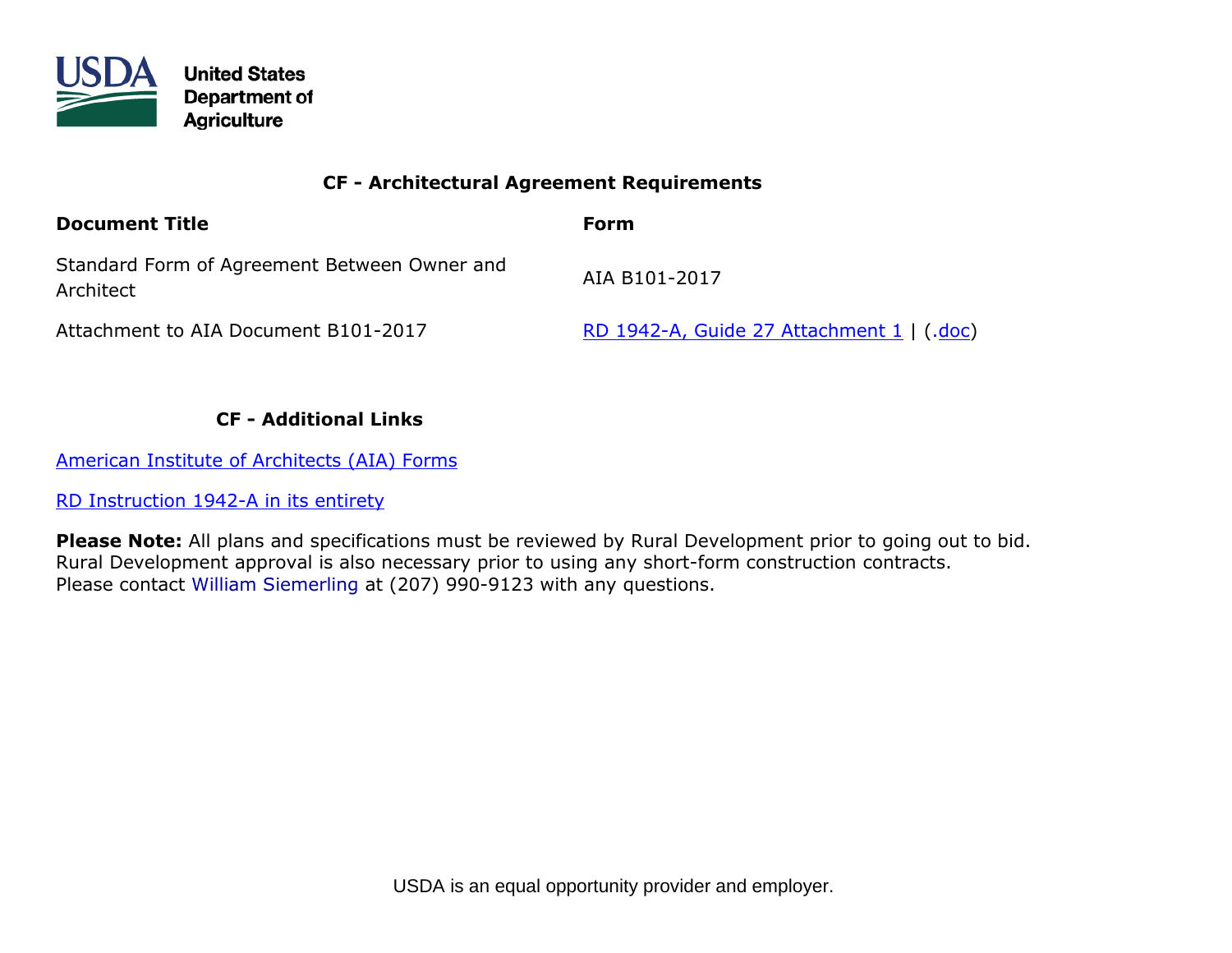**United States Department of Agriculture**

## CF - Architectural Agreement Requirements

| Document Title | Form |
| --- | --- |
| Standard Form of Agreement Between Owner and Architect | AIA B101-2017 |
| Attachment to AIA Document B101-2017 | RD 1942-A, Guide 27 Attachment 1 \| (.doc) |

## CF - Additional Links

American Institute of Architects (AIA) Forms

RD Instruction 1942-A in its entirety

**Please Note:** All plans and specifications must be reviewed by Rural Development prior to going out to bid. Rural Development approval is also necessary prior to using any short-form construction contracts. Please contact William Siemerling at (207) 990-9123 with any questions.

USDA is an equal opportunity provider and employer.